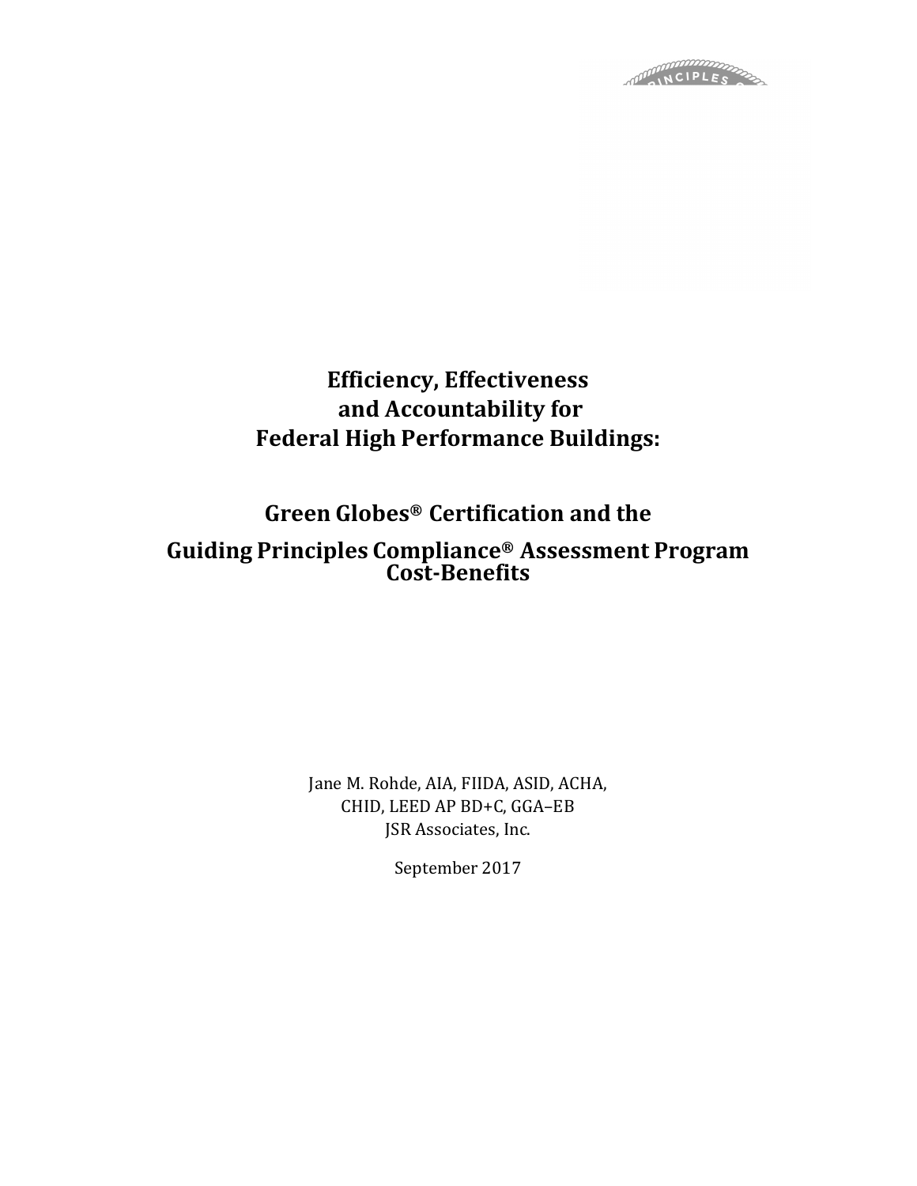# Efficiency, Effectiveness and Accountability for Federal High Performance Buildings:

## Green Globes® Certification and the Guiding Principles Compliance® Assessment Program Cost-Benefits

Jane M. Rohde, AIA, FIIDA, ASID, ACHA, CHID, LEED AP BD+C, GGA–EB
JSR Associates, Inc.

September 2017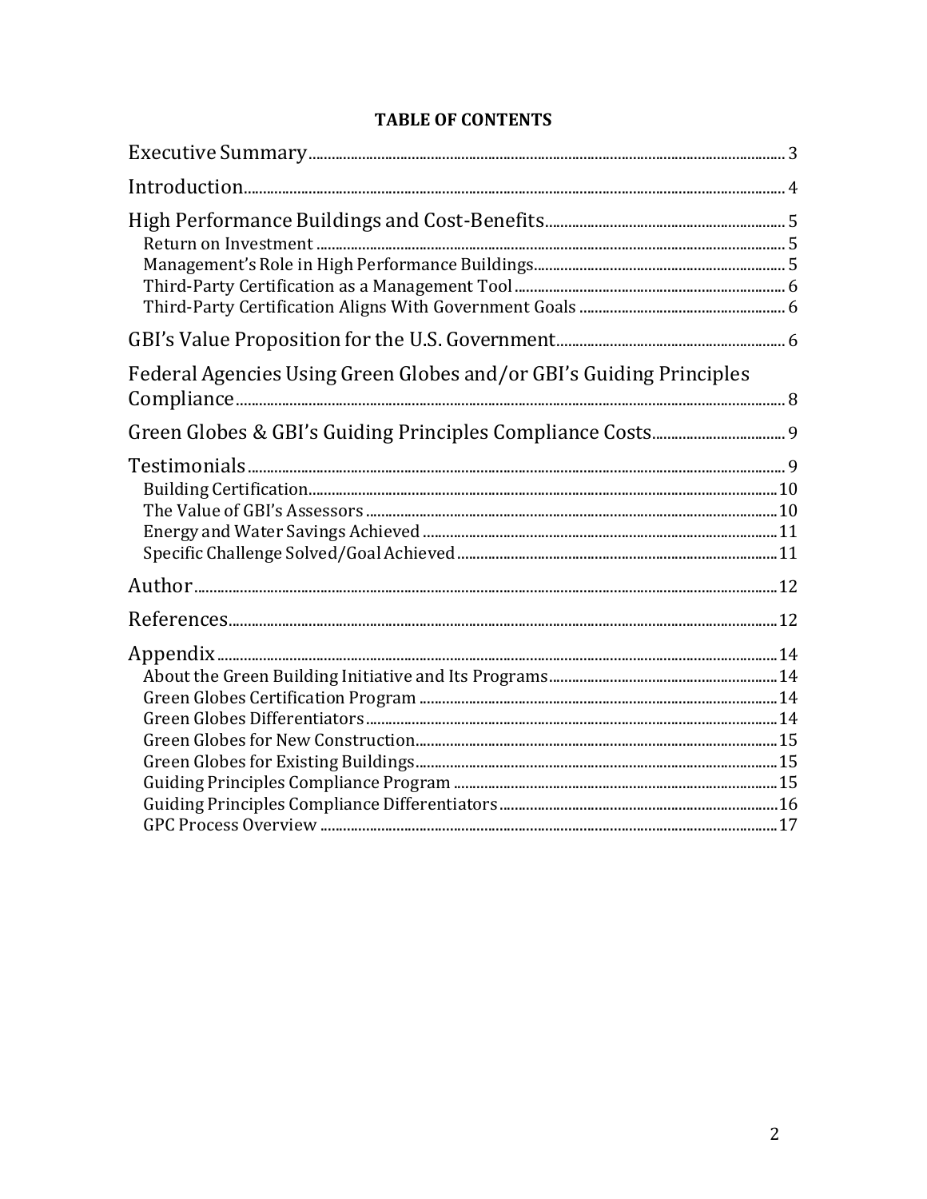**TABLE OF CONTENTS**

Executive Summary ........ 3

Introduction ........ 4

High Performance Buildings and Cost-Benefits ........ 5

- Return on Investment ........ 5
- Management's Role in High Performance Buildings ........ 5
- Third-Party Certification as a Management Tool ........ 6
- Third-Party Certification Aligns With Government Goals ........ 6

GBI's Value Proposition for the U.S. Government ........ 6

Federal Agencies Using Green Globes and/or GBI's Guiding Principles Compliance ........ 8

Green Globes & GBI's Guiding Principles Compliance Costs ........ 9

Testimonials ........ 9

- Building Certification ........ 10
- The Value of GBI's Assessors ........ 10
- Energy and Water Savings Achieved ........ 11
- Specific Challenge Solved/Goal Achieved ........ 11

Author ........ 12

References ........ 12

Appendix ........ 14

- About the Green Building Initiative and Its Programs ........ 14
- Green Globes Certification Program ........ 14
- Green Globes Differentiators ........ 14
- Green Globes for New Construction ........ 15
- Green Globes for Existing Buildings ........ 15
- Guiding Principles Compliance Program ........ 15
- Guiding Principles Compliance Differentiators ........ 16
- GPC Process Overview ........ 17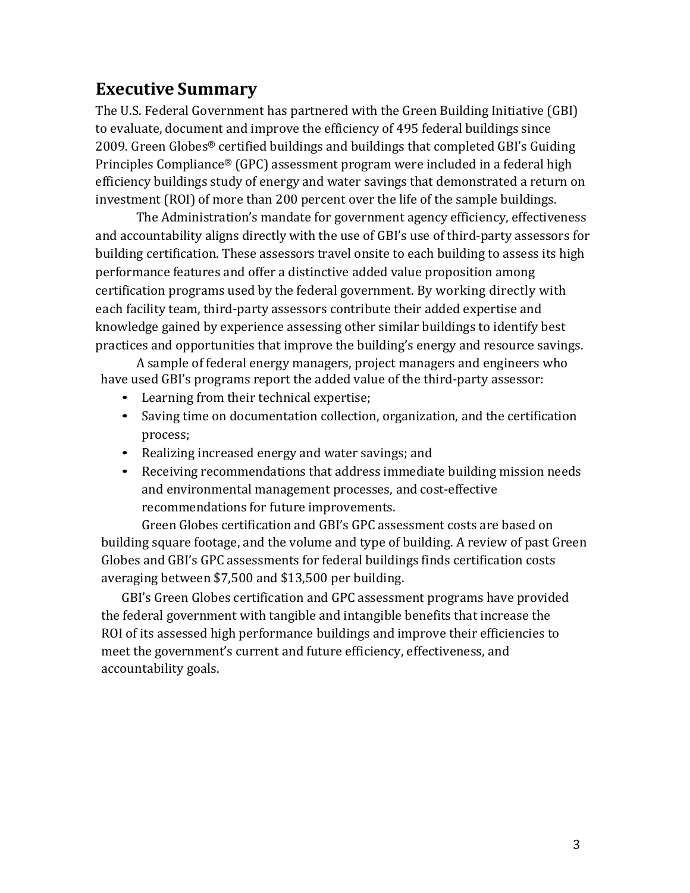## Executive Summary

The U.S. Federal Government has partnered with the Green Building Initiative (GBI) to evaluate, document and improve the efficiency of 495 federal buildings since 2009. Green Globes® certified buildings and buildings that completed GBI's Guiding Principles Compliance® (GPC) assessment program were included in a federal high efficiency buildings study of energy and water savings that demonstrated a return on investment (ROI) of more than 200 percent over the life of the sample buildings.

The Administration's mandate for government agency efficiency, effectiveness and accountability aligns directly with the use of GBI's use of third-party assessors for building certification. These assessors travel onsite to each building to assess its high performance features and offer a distinctive added value proposition among certification programs used by the federal government. By working directly with each facility team, third-party assessors contribute their added expertise and knowledge gained by experience assessing other similar buildings to identify best practices and opportunities that improve the building's energy and resource savings.

A sample of federal energy managers, project managers and engineers who have used GBI's programs report the added value of the third-party assessor:

- Learning from their technical expertise;
- Saving time on documentation collection, organization, and the certification process;
- Realizing increased energy and water savings; and
- Receiving recommendations that address immediate building mission needs and environmental management processes, and cost-effective recommendations for future improvements.

Green Globes certification and GBI's GPC assessment costs are based on building square footage, and the volume and type of building. A review of past Green Globes and GBI's GPC assessments for federal buildings finds certification costs averaging between $7,500 and $13,500 per building.

GBI's Green Globes certification and GPC assessment programs have provided the federal government with tangible and intangible benefits that increase the ROI of its assessed high performance buildings and improve their efficiencies to meet the government's current and future efficiency, effectiveness, and accountability goals.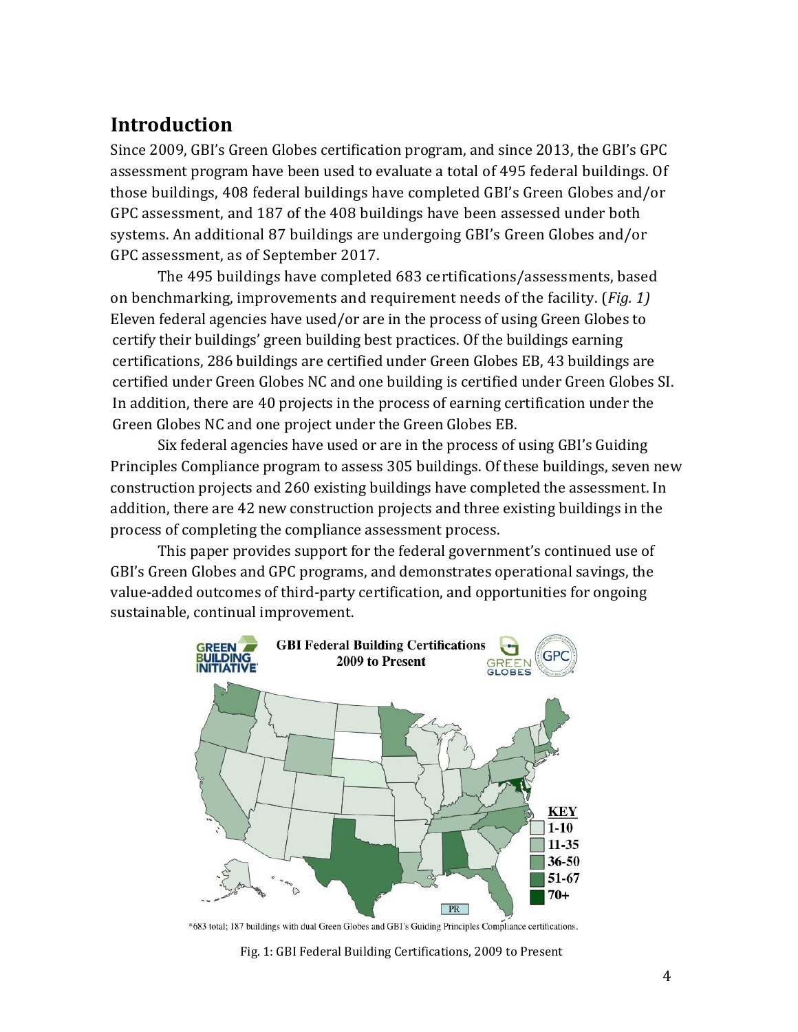## Introduction

Since 2009, GBI's Green Globes certification program, and since 2013, the GBI's GPC assessment program have been used to evaluate a total of 495 federal buildings. Of those buildings, 408 federal buildings have completed GBI's Green Globes and/or GPC assessment, and 187 of the 408 buildings have been assessed under both systems. An additional 87 buildings are undergoing GBI's Green Globes and/or GPC assessment, as of September 2017.

The 495 buildings have completed 683 certifications/assessments, based on benchmarking, improvements and requirement needs of the facility. (*Fig. 1*) Eleven federal agencies have used/or are in the process of using Green Globes to certify their buildings' green building best practices. Of the buildings earning certifications, 286 buildings are certified under Green Globes EB, 43 buildings are certified under Green Globes NC and one building is certified under Green Globes SI. In addition, there are 40 projects in the process of earning certification under the Green Globes NC and one project under the Green Globes EB.

Six federal agencies have used or are in the process of using GBI's Guiding Principles Compliance program to assess 305 buildings. Of these buildings, seven new construction projects and 260 existing buildings have completed the assessment. In addition, there are 42 new construction projects and three existing buildings in the process of completing the compliance assessment.

This paper provides support for the federal government's continued use of GBI's Green Globes and GPC programs, and demonstrates operational savings, the value-added outcomes of third-party certification, and opportunities for ongoing sustainable, continual improvement.

GREEN BUILDING INITIATIVE

GBI Federal Building Certifications
2009 to Present

GREEN GLOBES

GPC

KEY
1-10
11-35
36-50
51-67
70+

PR

*683 total; 187 buildings with dual Green Globes and GBI's Guiding Principles Compliance certifications.

Fig. 1: GBI Federal Building Certifications, 2009 to Present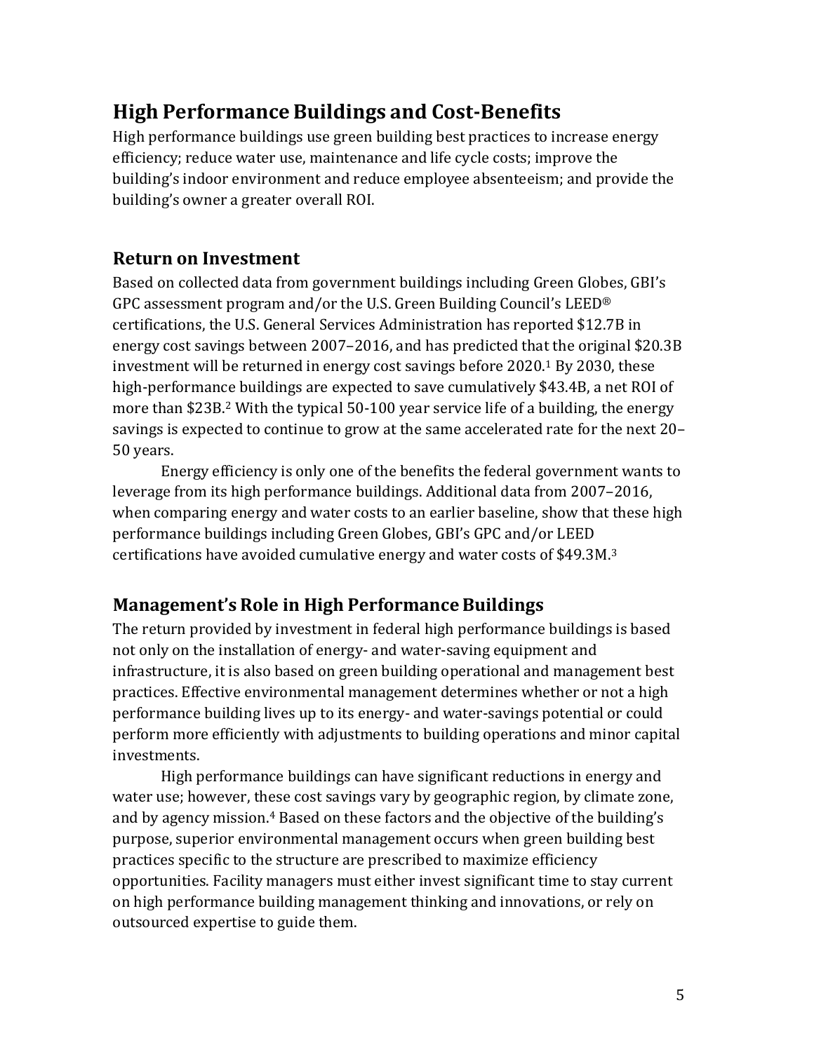## High Performance Buildings and Cost-Benefits

High performance buildings use green building best practices to increase energy efficiency; reduce water use, maintenance and life cycle costs; improve the building's indoor environment and reduce employee absenteeism; and provide the building's owner a greater overall ROI.

### Return on Investment

Based on collected data from government buildings including Green Globes, GBI's GPC assessment program and/or the U.S. Green Building Council's LEED® certifications, the U.S. General Services Administration has reported $12.7B in energy cost savings between 2007–2016, and has predicted that the original $20.3B investment will be returned in energy cost savings before 2020.[1] By 2030, these high-performance buildings are expected to save cumulatively $43.4B, a net ROI of more than $23B.[2] With the typical 50-100 year service life of a building, the energy savings is expected to continue to grow at the same accelerated rate for the next 20–50 years.

Energy efficiency is only one of the benefits the federal government wants to leverage from its high performance buildings. Additional data from 2007–2016, when comparing energy and water costs to an earlier baseline, show that these high performance buildings including Green Globes, GBI's GPC and/or LEED certifications have avoided cumulative energy and water costs of $49.3M.[3]

### Management's Role in High Performance Buildings

The return provided by investment in federal high performance buildings is based not only on the installation of energy- and water-saving equipment and infrastructure, it is also based on green building operational and management best practices. Effective environmental management determines whether or not a high performance building lives up to its energy- and water-savings potential or could perform more efficiently with adjustments to building operations and minor capital investments.

High performance buildings can have significant reductions in energy and water use; however, these cost savings vary by geographic region, by climate zone, and by agency mission.[4] Based on these factors and the objective of the building's purpose, superior environmental management occurs when green building best practices specific to the structure are prescribed to maximize efficiency opportunities. Facility managers must either invest significant time to stay current on high performance building management thinking and innovations, or rely on outsourced expertise to guide them.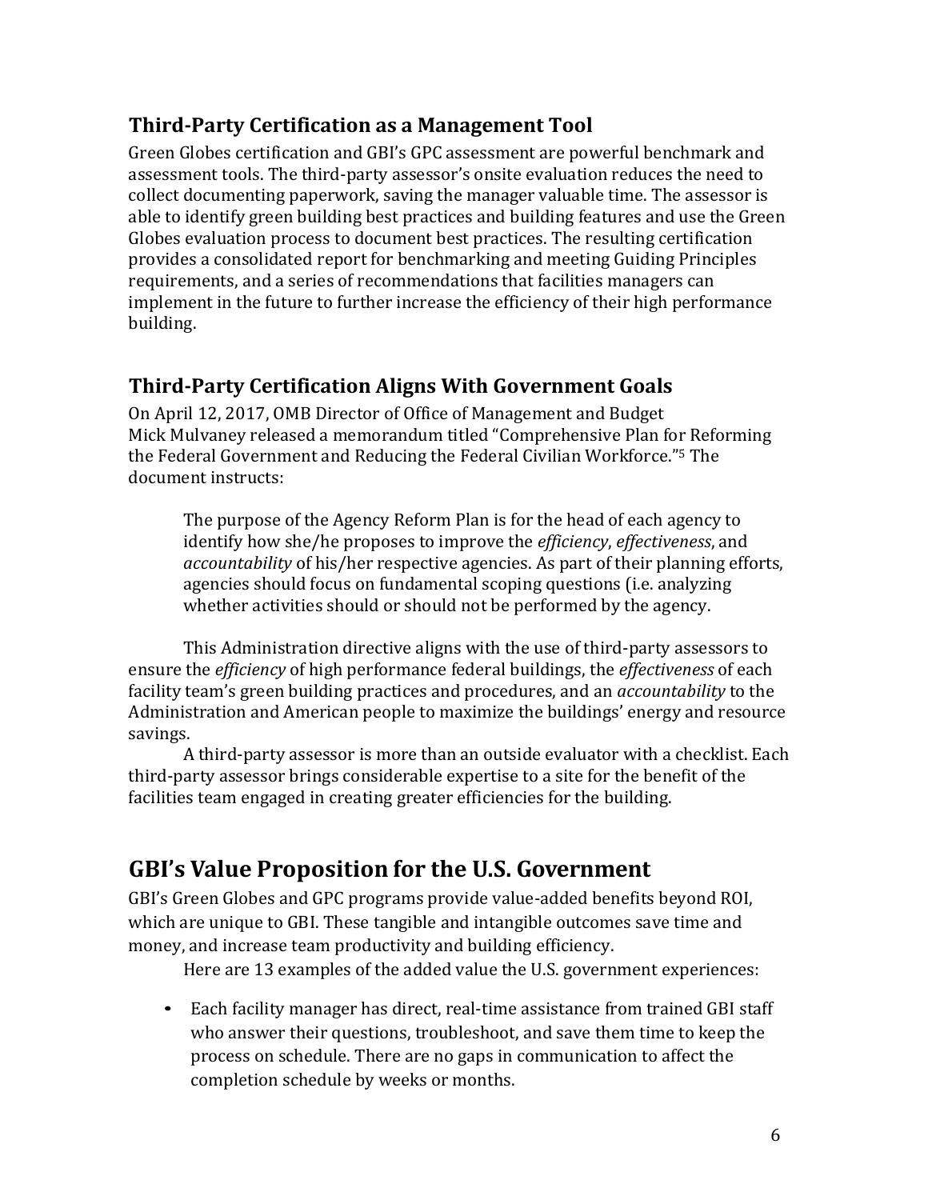### Third-Party Certification as a Management Tool

Green Globes certification and GBI's GPC assessment are powerful benchmark and assessment tools. The third-party assessor's onsite evaluation reduces the need to collect documenting paperwork, saving the manager valuable time. The assessor is able to identify green building best practices and building features and use the Green Globes evaluation process to document best practices. The resulting certification provides a consolidated report for benchmarking and meeting Guiding Principles requirements, and a series of recommendations that facilities managers can implement in the future to further increase the efficiency of their high performance building.

### Third-Party Certification Aligns With Government Goals

On April 12, 2017, OMB Director of Office of Management and Budget Mick Mulvaney released a memorandum titled "Comprehensive Plan for Reforming the Federal Government and Reducing the Federal Civilian Workforce."[5] The document instructs:

> The purpose of the Agency Reform Plan is for the head of each agency to identify how she/he proposes to improve the *efficiency*, *effectiveness*, and *accountability* of his/her respective agencies. As part of their planning efforts, agencies should focus on fundamental scoping questions (i.e. analyzing whether activities should or should not be performed by the agency.

This Administration directive aligns with the use of third-party assessors to ensure the *efficiency* of high performance federal buildings, the *effectiveness* of each facility team's green building practices and procedures, and an *accountability* to the Administration and American people to maximize the buildings' energy and resource savings.

A third-party assessor is more than an outside evaluator with a checklist. Each third-party assessor brings considerable expertise to a site for the benefit of the facilities team engaged in creating greater efficiencies for the building.

## GBI's Value Proposition for the U.S. Government

GBI's Green Globes and GPC programs provide value-added benefits beyond ROI, which are unique to GBI. These tangible and intangible outcomes save time and money, and increase team productivity and building efficiency.

Here are 13 examples of the added value the U.S. government experiences:

- Each facility manager has direct, real-time assistance from trained GBI staff who answer their questions, troubleshoot, and save them time to keep the process on schedule. There are no gaps in communication to affect the completion schedule by weeks or months.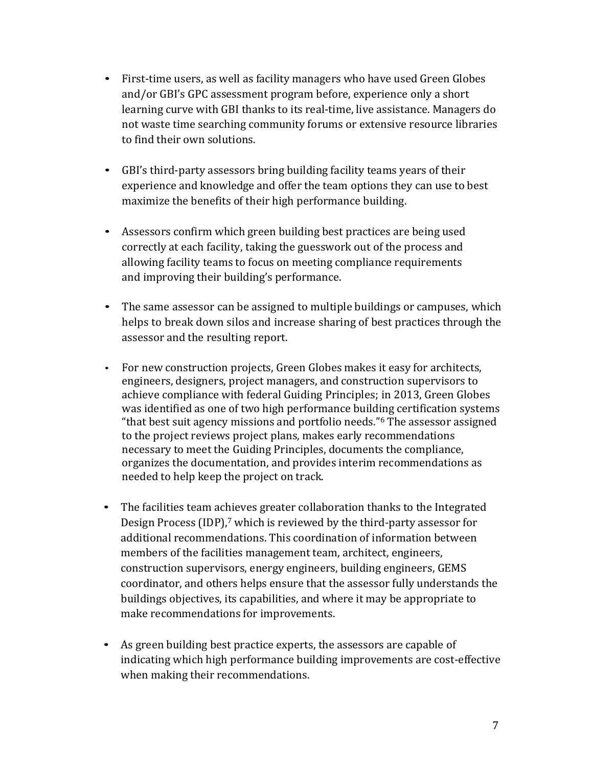- First-time users, as well as facility managers who have used Green Globes and/or GBI's GPC assessment program before, experience only a short learning curve with GBI thanks to its real-time, live assistance. Managers do not waste time searching community forums or extensive resource libraries to find their own solutions.

- GBI's third-party assessors bring building facility teams years of their experience and knowledge and offer the team options they can use to best maximize the benefits of their high performance building.

- Assessors confirm which green building best practices are being used correctly at each facility, taking the guesswork out of the process and allowing facility teams to focus on meeting compliance requirements and improving their building's performance.

- The same assessor can be assigned to multiple buildings or campuses, which helps to break down silos and increase sharing of best practices through the assessor and the resulting report.

- For new construction projects, Green Globes makes it easy for architects, engineers, designers, project managers, and construction supervisors to achieve compliance with federal Guiding Principles; in 2013, Green Globes was identified as one of two high performance building certification systems "that best suit agency missions and portfolio needs."[6] The assessor assigned to the project reviews project plans, makes early recommendations necessary to meet the Guiding Principles, documents the compliance, organizes the documentation, and provides interim recommendations as needed to help keep the project on track.

- The facilities team achieves greater collaboration thanks to the Integrated Design Process (IDP),[7] which is reviewed by the third-party assessor for additional recommendations. This coordination of information between members of the facilities management team, architect, engineers, construction supervisors, energy engineers, building engineers, GEMS coordinator, and others helps ensure that the assessor fully understands the buildings objectives, its capabilities, and where it may be appropriate to make recommendations for improvements.

- As green building best practice experts, the assessors are capable of indicating which high performance building improvements are cost-effective when making their recommendations.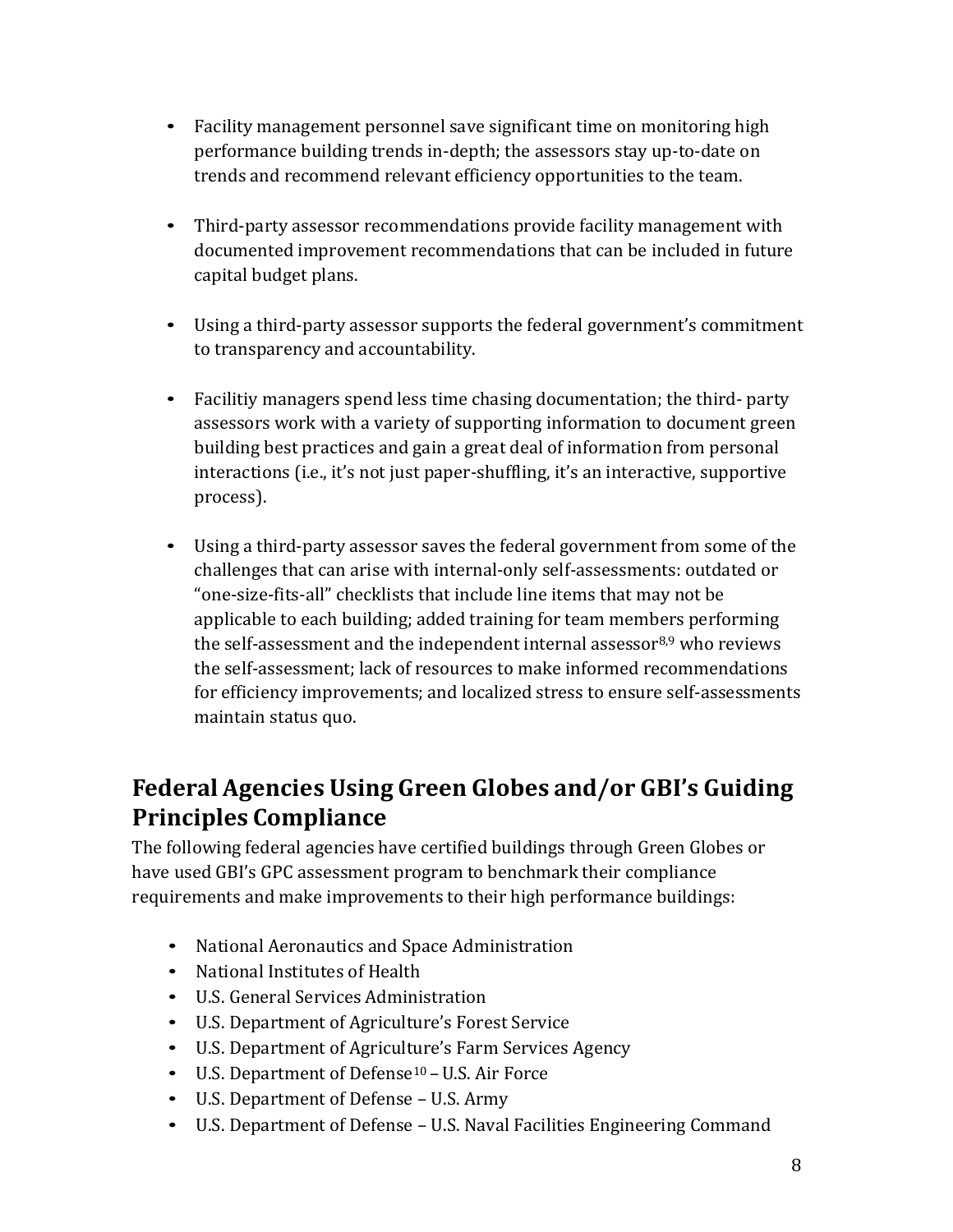- Facility management personnel save significant time on monitoring high performance building trends in-depth; the assessors stay up-to-date on trends and recommend relevant efficiency opportunities to the team.

- Third-party assessor recommendations provide facility management with documented improvement recommendations that can be included in future capital budget plans.

- Using a third-party assessor supports the federal government's commitment to transparency and accountability.

- Facilitiy managers spend less time chasing documentation; the third- party assessors work with a variety of supporting information to document green building best practices and gain a great deal of information from personal interactions (i.e., it's not just paper-shuffling, it's an interactive, supportive process).

- Using a third-party assessor saves the federal government from some of the challenges that can arise with internal-only self-assessments: outdated or "one-size-fits-all" checklists that include line items that may not be applicable to each building; added training for team members performing the self-assessment and the independent internal assessor[8,9] who reviews the self-assessment; lack of resources to make informed recommendations for efficiency improvements; and localized stress to ensure self-assessments maintain status quo.

## Federal Agencies Using Green Globes and/or GBI's Guiding Principles Compliance

The following federal agencies have certified buildings through Green Globes or have used GBI's GPC assessment program to benchmark their compliance requirements and make improvements to their high performance buildings:

- National Aeronautics and Space Administration
- National Institutes of Health
- U.S. General Services Administration
- U.S. Department of Agriculture's Forest Service
- U.S. Department of Agriculture's Farm Services Agency
- U.S. Department of Defense[10] – U.S. Air Force
- U.S. Department of Defense – U.S. Army
- U.S. Department of Defense – U.S. Naval Facilities Engineering Command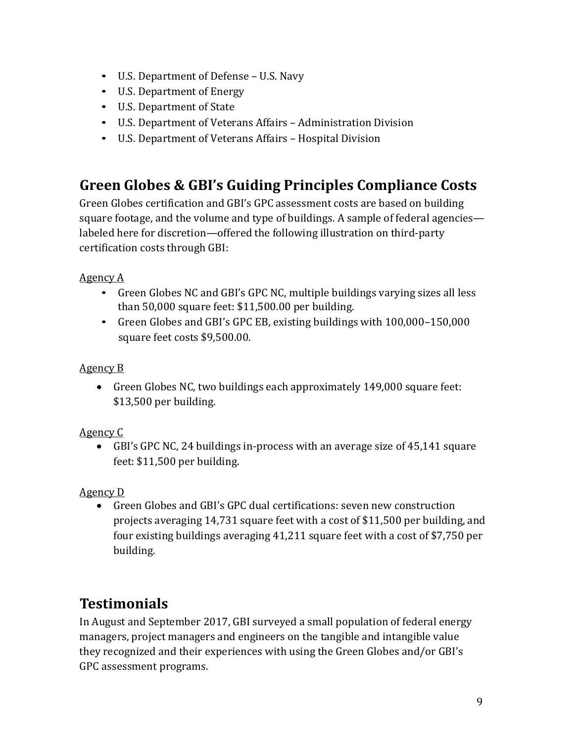- U.S. Department of Defense – U.S. Navy
- U.S. Department of Energy
- U.S. Department of State
- U.S. Department of Veterans Affairs – Administration Division
- U.S. Department of Veterans Affairs – Hospital Division

## Green Globes & GBI's Guiding Principles Compliance Costs

Green Globes certification and GBI's GPC assessment costs are based on building square footage, and the volume and type of buildings. A sample of federal agencies—labeled here for discretion—offered the following illustration on third-party certification costs through GBI:

Agency A

- Green Globes NC and GBI's GPC NC, multiple buildings varying sizes all less than 50,000 square feet: $11,500.00 per building.
- Green Globes and GBI's GPC EB, existing buildings with 100,000–150,000 square feet costs $9,500.00.

Agency B

- Green Globes NC, two buildings each approximately 149,000 square feet: $13,500 per building.

Agency C

- GBI's GPC NC, 24 buildings in-process with an average size of 45,141 square feet: $11,500 per building.

Agency D

- Green Globes and GBI's GPC dual certifications: seven new construction projects averaging 14,731 square feet with a cost of $11,500 per building, and four existing buildings averaging 41,211 square feet with a cost of $7,750 per building.

## Testimonials

In August and September 2017, GBI surveyed a small population of federal energy managers, project managers and engineers on the tangible and intangible value they recognized and their experiences with using the Green Globes and/or GBI's GPC assessment programs.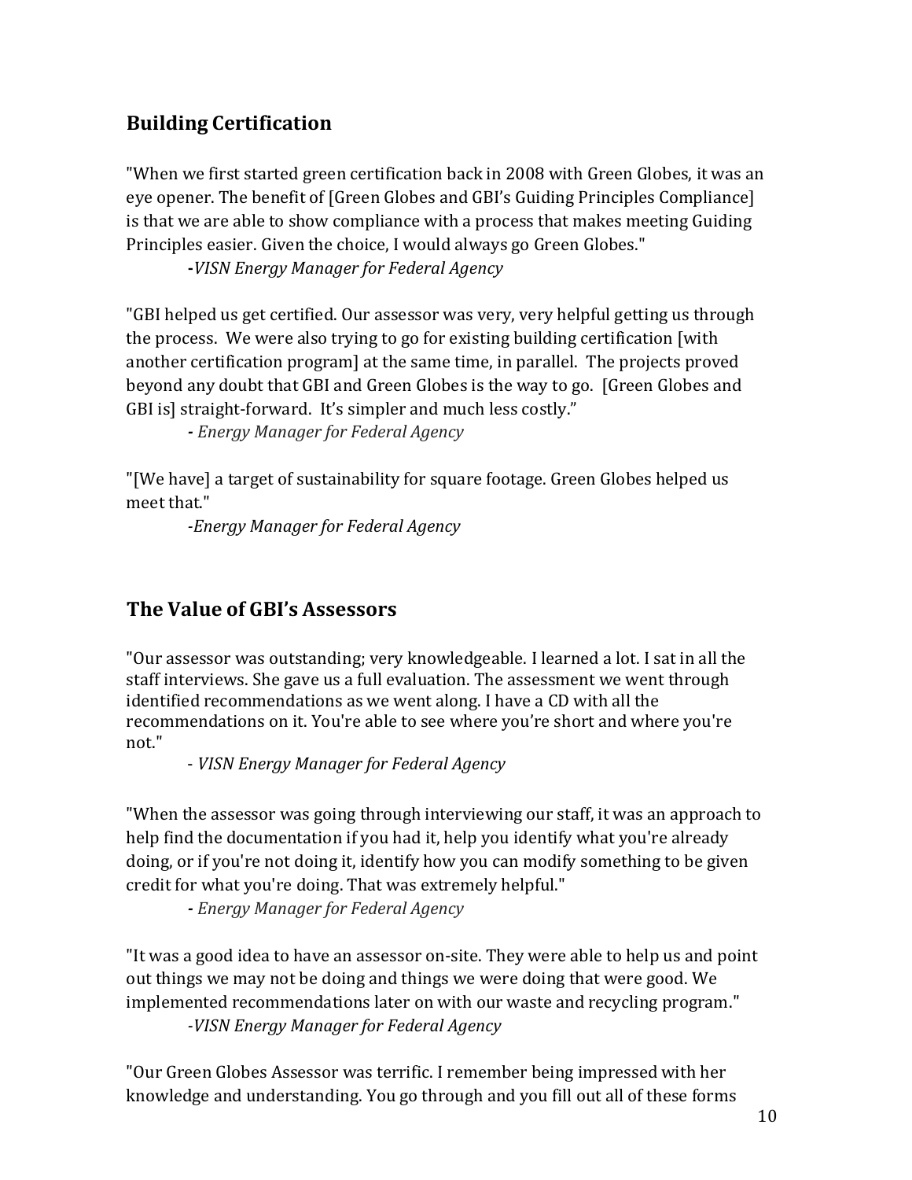## Building Certification

"When we first started green certification back in 2008 with Green Globes, it was an eye opener. The benefit of [Green Globes and GBI's Guiding Principles Compliance] is that we are able to show compliance with a process that makes meeting Guiding Principles easier. Given the choice, I would always go Green Globes."

-*VISN Energy Manager for Federal Agency*

"GBI helped us get certified. Our assessor was very, very helpful getting us through the process. We were also trying to go for existing building certification [with another certification program] at the same time, in parallel. The projects proved beyond any doubt that GBI and Green Globes is the way to go. [Green Globes and GBI is] straight-forward. It's simpler and much less costly."

- *Energy Manager for Federal Agency*

"[We have] a target of sustainability for square footage. Green Globes helped us meet that."

-*Energy Manager for Federal Agency*

## The Value of GBI's Assessors

"Our assessor was outstanding; very knowledgeable. I learned a lot. I sat in all the staff interviews. She gave us a full evaluation. The assessment we went through identified recommendations as we went along. I have a CD with all the recommendations on it. You're able to see where you're short and where you're not."

- *VISN Energy Manager for Federal Agency*

"When the assessor was going through interviewing our staff, it was an approach to help find the documentation if you had it, help you identify what you're already doing, or if you're not doing it, identify how you can modify something to be given credit for what you're doing. That was extremely helpful."

- *Energy Manager for Federal Agency*

"It was a good idea to have an assessor on-site. They were able to help us and point out things we may not be doing and things we were doing that were good. We implemented recommendations later on with our waste and recycling program."

-*VISN Energy Manager for Federal Agency*

"Our Green Globes Assessor was terrific. I remember being impressed with her knowledge and understanding. You go through and you fill out all of these forms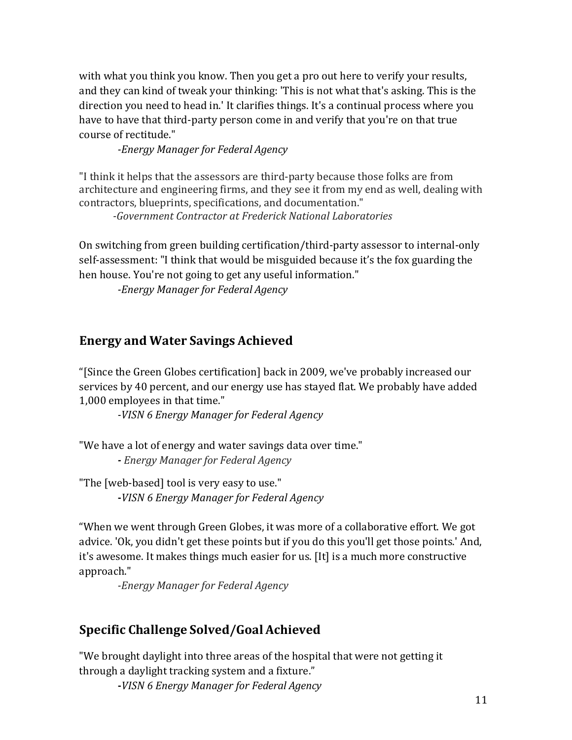with what you think you know. Then you get a pro out here to verify your results, and they can kind of tweak your thinking: 'This is not what that's asking. This is the direction you need to head in.' It clarifies things. It's a continual process where you have to have that third-party person come in and verify that you're on that true course of rectitude."

*-Energy Manager for Federal Agency*

"I think it helps that the assessors are third-party because those folks are from architecture and engineering firms, and they see it from my end as well, dealing with contractors, blueprints, specifications, and documentation."

*-Government Contractor at Frederick National Laboratories*

On switching from green building certification/third-party assessor to internal-only self-assessment: "I think that would be misguided because it's the fox guarding the hen house. You're not going to get any useful information."

*-Energy Manager for Federal Agency*

## Energy and Water Savings Achieved

"[Since the Green Globes certification] back in 2009, we've probably increased our services by 40 percent, and our energy use has stayed flat. We probably have added 1,000 employees in that time."

*-VISN 6 Energy Manager for Federal Agency*

"We have a lot of energy and water savings data over time."

*- Energy Manager for Federal Agency*

"The [web-based] tool is very easy to use."

*-VISN 6 Energy Manager for Federal Agency*

"When we went through Green Globes, it was more of a collaborative effort. We got advice. 'Ok, you didn't get these points but if you do this you'll get those points.' And, it's awesome. It makes things much easier for us. [It] is a much more constructive approach."

*-Energy Manager for Federal Agency*

## Specific Challenge Solved/Goal Achieved

"We brought daylight into three areas of the hospital that were not getting it through a daylight tracking system and a fixture."

*-VISN 6 Energy Manager for Federal Agency*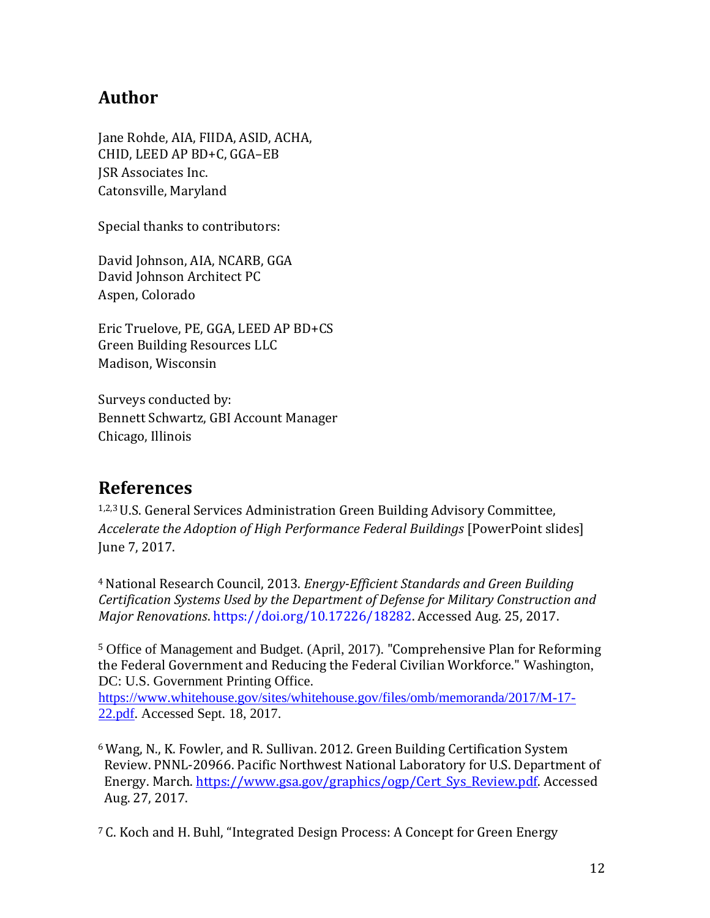## Author

Jane Rohde, AIA, FIIDA, ASID, ACHA,
CHID, LEED AP BD+C, GGA–EB
JSR Associates Inc.
Catonsville, Maryland

Special thanks to contributors:

David Johnson, AIA, NCARB, GGA
David Johnson Architect PC
Aspen, Colorado

Eric Truelove, PE, GGA, LEED AP BD+CS
Green Building Resources LLC
Madison, Wisconsin

Surveys conducted by:
Bennett Schwartz, GBI Account Manager
Chicago, Illinois

## References

[1,2,3] U.S. General Services Administration Green Building Advisory Committee, *Accelerate the Adoption of High Performance Federal Buildings* [PowerPoint slides] June 7, 2017.

[4] National Research Council, 2013. *Energy-Efficient Standards and Green Building Certification Systems Used by the Department of Defense for Military Construction and Major Renovations*. https://doi.org/10.17226/18282. Accessed Aug. 25, 2017.

[5] Office of Management and Budget. (April, 2017). "Comprehensive Plan for Reforming the Federal Government and Reducing the Federal Civilian Workforce." Washington, DC: U.S. Government Printing Office. https://www.whitehouse.gov/sites/whitehouse.gov/files/omb/memoranda/2017/M-17-22.pdf. Accessed Sept. 18, 2017.

[6] Wang, N., K. Fowler, and R. Sullivan. 2012. Green Building Certification System Review. PNNL-20966. Pacific Northwest National Laboratory for U.S. Department of Energy. March. https://www.gsa.gov/graphics/ogp/Cert_Sys_Review.pdf. Accessed Aug. 27, 2017.

[7] C. Koch and H. Buhl, "Integrated Design Process: A Concept for Green Energy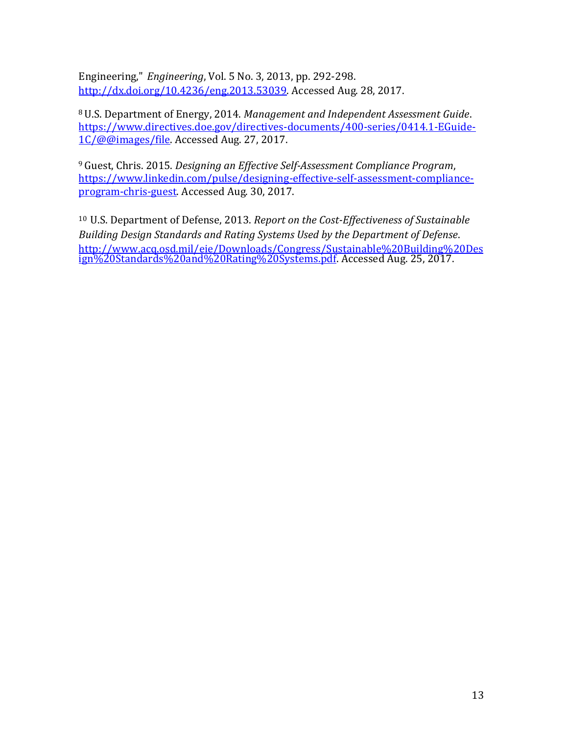Engineering," *Engineering*, Vol. 5 No. 3, 2013, pp. 292-298. http://dx.doi.org/10.4236/eng.2013.53039. Accessed Aug. 28, 2017.

[8] U.S. Department of Energy, 2014. *Management and Independent Assessment Guide*. https://www.directives.doe.gov/directives-documents/400-series/0414.1-EGuide-1C/@@images/file. Accessed Aug. 27, 2017.

[9] Guest, Chris. 2015. *Designing an Effective Self-Assessment Compliance Program*, https://www.linkedin.com/pulse/designing-effective-self-assessment-compliance-program-chris-guest. Accessed Aug. 30, 2017.

[10] U.S. Department of Defense, 2013. *Report on the Cost-Effectiveness of Sustainable Building Design Standards and Rating Systems Used by the Department of Defense*. http://www.acq.osd.mil/eie/Downloads/Congress/Sustainable%20Building%20Design%20Standards%20and%20Rating%20Systems.pdf. Accessed Aug. 25, 2017.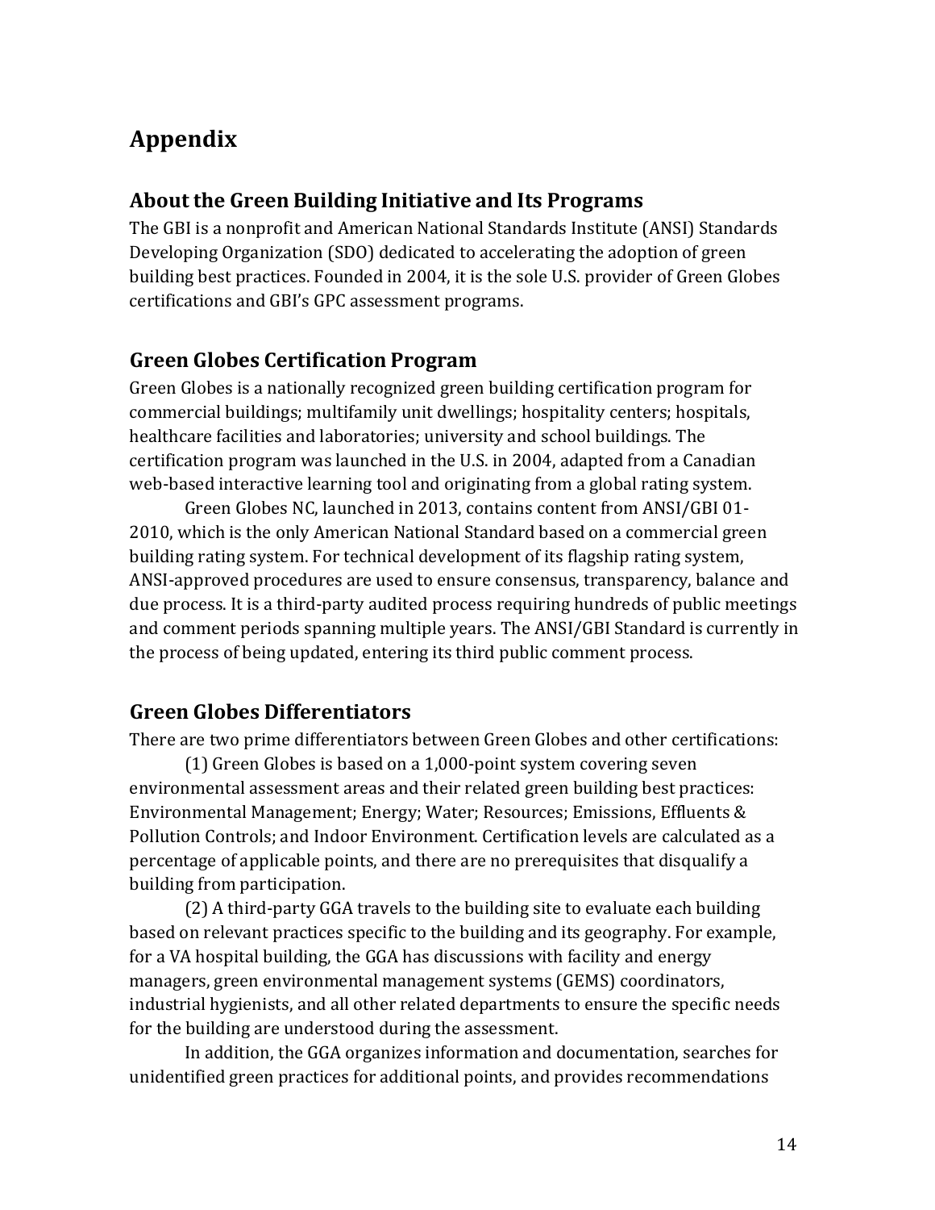# Appendix

## About the Green Building Initiative and Its Programs

The GBI is a nonprofit and American National Standards Institute (ANSI) Standards Developing Organization (SDO) dedicated to accelerating the adoption of green building best practices. Founded in 2004, it is the sole U.S. provider of Green Globes certifications and GBI's GPC assessment programs.

## Green Globes Certification Program

Green Globes is a nationally recognized green building certification program for commercial buildings; multifamily unit dwellings; hospitality centers; hospitals, healthcare facilities and laboratories; university and school buildings. The certification program was launched in the U.S. in 2004, adapted from a Canadian web-based interactive learning tool and originating from a global rating system.

Green Globes NC, launched in 2013, contains content from ANSI/GBI 01-2010, which is the only American National Standard based on a commercial green building rating system. For technical development of its flagship rating system, ANSI-approved procedures are used to ensure consensus, transparency, balance and due process. It is a third-party audited process requiring hundreds of public meetings and comment periods spanning multiple years. The ANSI/GBI Standard is currently in the process of being updated, entering its third public comment process.

## Green Globes Differentiators

There are two prime differentiators between Green Globes and other certifications:

(1) Green Globes is based on a 1,000-point system covering seven environmental assessment areas and their related green building best practices: Environmental Management; Energy; Water; Resources; Emissions, Effluents & Pollution Controls; and Indoor Environment. Certification levels are calculated as a percentage of applicable points, and there are no prerequisites that disqualify a building from participation.

(2) A third-party GGA travels to the building site to evaluate each building based on relevant practices specific to the building and its geography. For example, for a VA hospital building, the GGA has discussions with facility and energy managers, green environmental management systems (GEMS) coordinators, industrial hygienists, and all other related departments to ensure the specific needs for the building are understood during the assessment.

In addition, the GGA organizes information and documentation, searches for unidentified green practices for additional points, and provides recommendations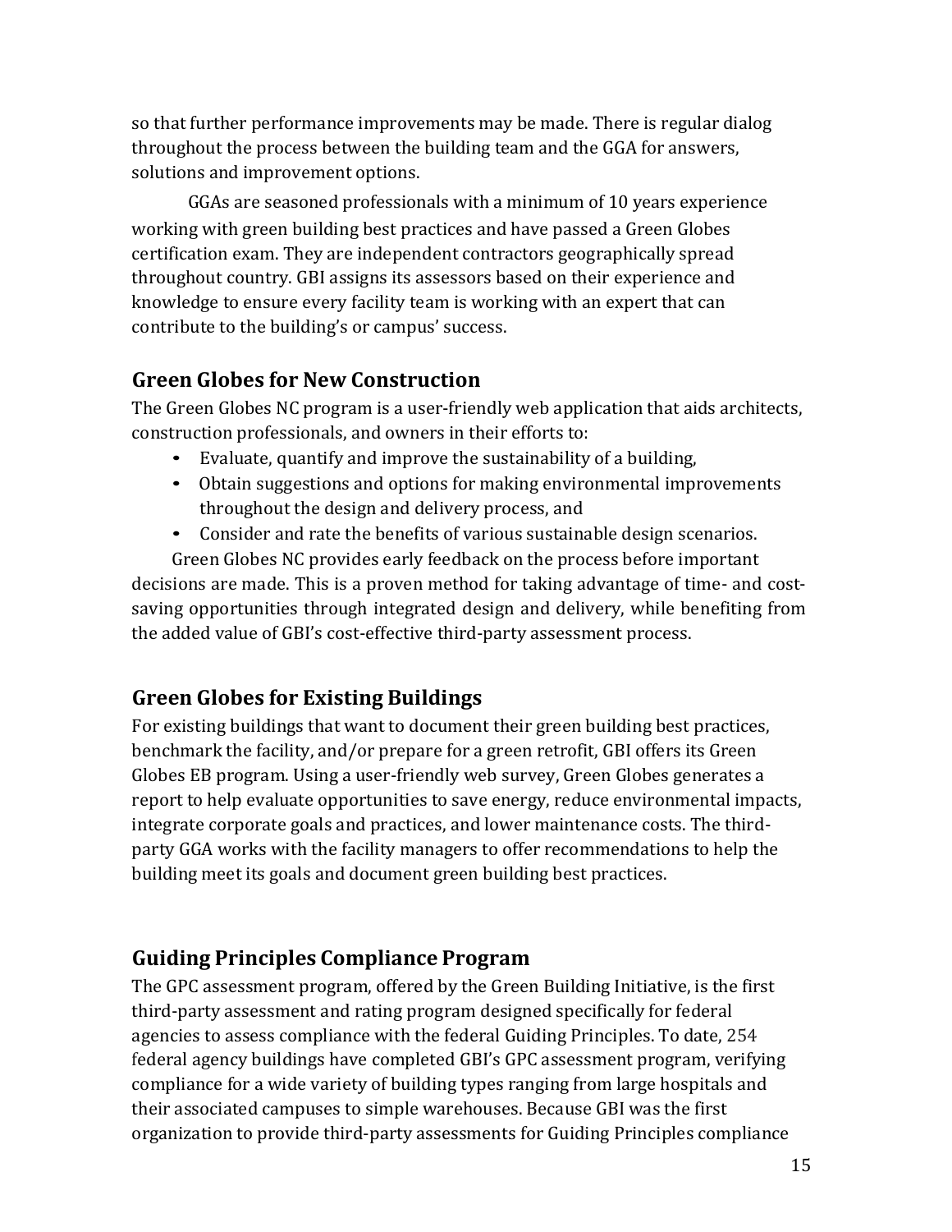so that further performance improvements may be made. There is regular dialog throughout the process between the building team and the GGA for answers, solutions and improvement options.

GGAs are seasoned professionals with a minimum of 10 years experience working with green building best practices and have passed a Green Globes certification exam. They are independent contractors geographically spread throughout country. GBI assigns its assessors based on their experience and knowledge to ensure every facility team is working with an expert that can contribute to the building's or campus' success.

## Green Globes for New Construction

The Green Globes NC program is a user-friendly web application that aids architects, construction professionals, and owners in their efforts to:

- Evaluate, quantify and improve the sustainability of a building,
- Obtain suggestions and options for making environmental improvements throughout the design and delivery process, and
- Consider and rate the benefits of various sustainable design scenarios.

Green Globes NC provides early feedback on the process before important decisions are made. This is a proven method for taking advantage of time- and cost-saving opportunities through integrated design and delivery, while benefiting from the added value of GBI's cost-effective third-party assessment process.

## Green Globes for Existing Buildings

For existing buildings that want to document their green building best practices, benchmark the facility, and/or prepare for a green retrofit, GBI offers its Green Globes EB program. Using a user-friendly web survey, Green Globes generates a report to help evaluate opportunities to save energy, reduce environmental impacts, integrate corporate goals and practices, and lower maintenance costs. The third-party GGA works with the facility managers to offer recommendations to help the building meet its goals and document green building best practices.

## Guiding Principles Compliance Program

The GPC assessment program, offered by the Green Building Initiative, is the first third-party assessment and rating program designed specifically for federal agencies to assess compliance with the federal Guiding Principles. To date, 254 federal agency buildings have completed GBI's GPC assessment program, verifying compliance for a wide variety of building types ranging from large hospitals and their associated campuses to simple warehouses. Because GBI was the first organization to provide third-party assessments for Guiding Principles compliance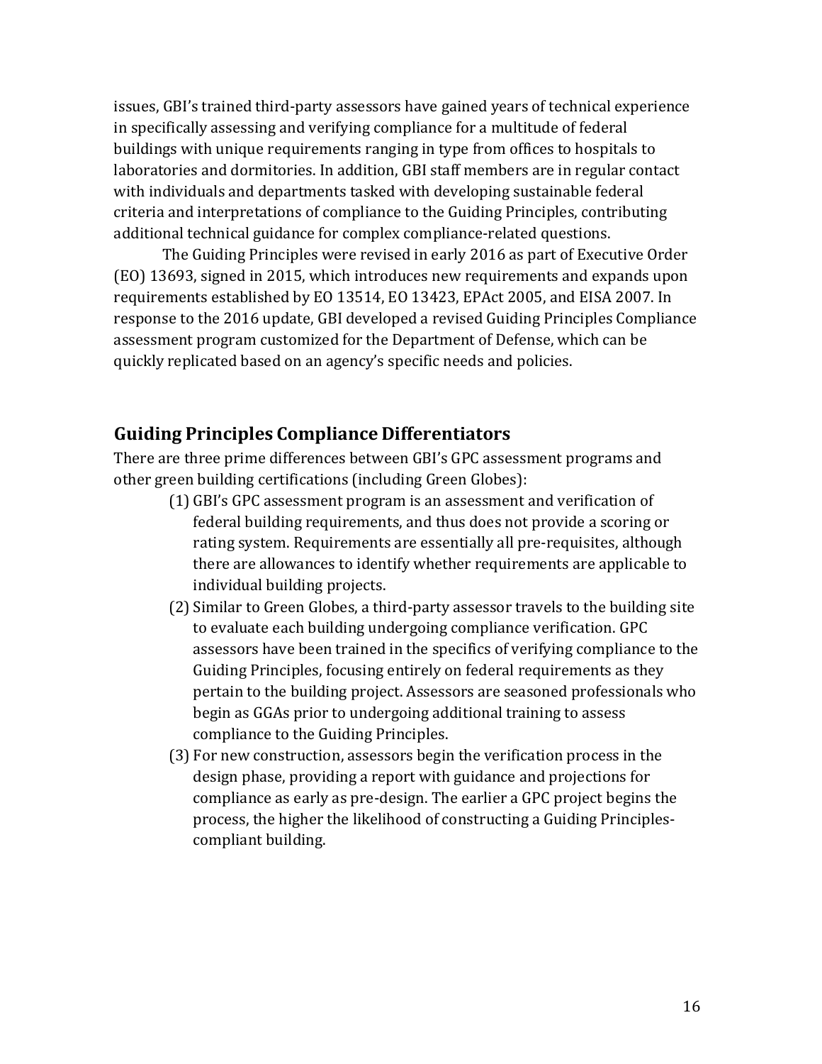issues, GBI's trained third-party assessors have gained years of technical experience in specifically assessing and verifying compliance for a multitude of federal buildings with unique requirements ranging in type from offices to hospitals to laboratories and dormitories. In addition, GBI staff members are in regular contact with individuals and departments tasked with developing sustainable federal criteria and interpretations of compliance to the Guiding Principles, contributing additional technical guidance for complex compliance-related questions.

The Guiding Principles were revised in early 2016 as part of Executive Order (EO) 13693, signed in 2015, which introduces new requirements and expands upon requirements established by EO 13514, EO 13423, EPAct 2005, and EISA 2007. In response to the 2016 update, GBI developed a revised Guiding Principles Compliance assessment program customized for the Department of Defense, which can be quickly replicated based on an agency's specific needs and policies.

## Guiding Principles Compliance Differentiators

There are three prime differences between GBI's GPC assessment programs and other green building certifications (including Green Globes):

(1) GBI's GPC assessment program is an assessment and verification of federal building requirements, and thus does not provide a scoring or rating system. Requirements are essentially all pre-requisites, although there are allowances to identify whether requirements are applicable to individual building projects.

(2) Similar to Green Globes, a third-party assessor travels to the building site to evaluate each building undergoing compliance verification. GPC assessors have been trained in the specifics of verifying compliance to the Guiding Principles, focusing entirely on federal requirements as they pertain to the building project. Assessors are seasoned professionals who begin as GGAs prior to undergoing additional training to assess compliance to the Guiding Principles.

(3) For new construction, assessors begin the verification process in the design phase, providing a report with guidance and projections for compliance as early as pre-design. The earlier a GPC project begins the process, the higher the likelihood of constructing a Guiding Principles-compliant building.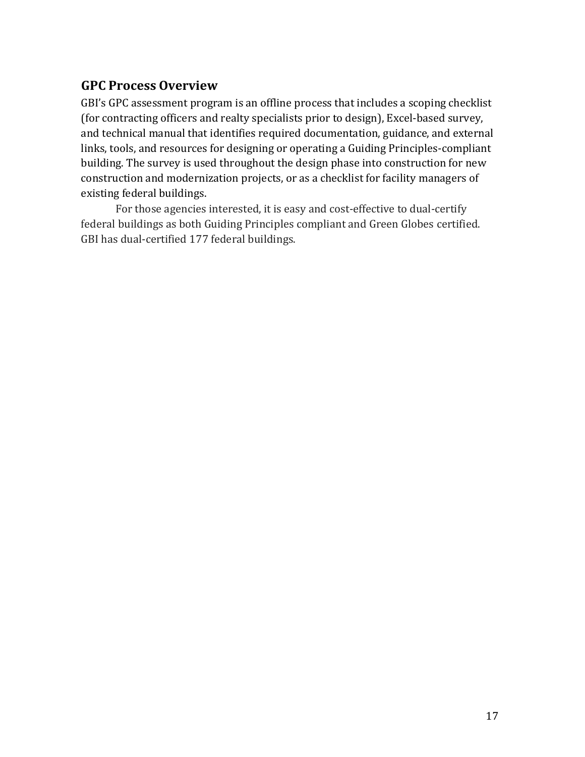## GPC Process Overview

GBI's GPC assessment program is an offline process that includes a scoping checklist (for contracting officers and realty specialists prior to design), Excel-based survey, and technical manual that identifies required documentation, guidance, and external links, tools, and resources for designing or operating a Guiding Principles-compliant building. The survey is used throughout the design phase into construction for new construction and modernization projects, or as a checklist for facility managers of existing federal buildings.

For those agencies interested, it is easy and cost-effective to dual-certify federal buildings as both Guiding Principles compliant and Green Globes certified. GBI has dual-certified 177 federal buildings.